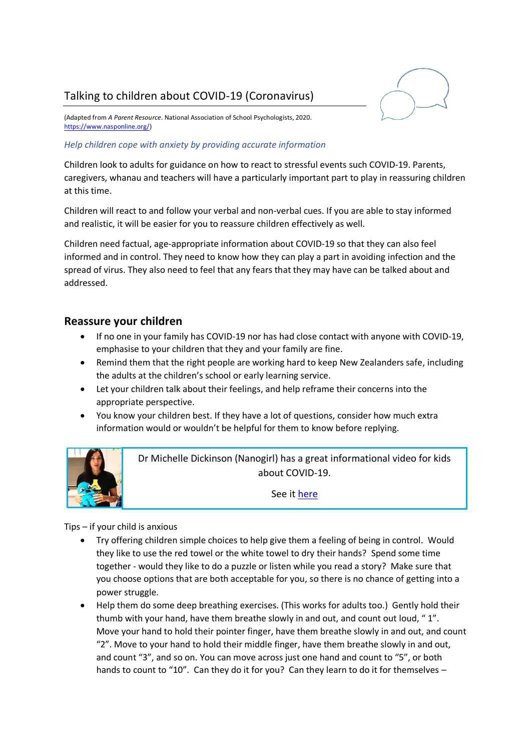# Talking to children about COVID-19 (Coronavirus)

(Adapted from *A Parent Resource*. National Association of School Psychologists, 2020. https://www.nasponline.org/)

*Help children cope with anxiety by providing accurate information*

Children look to adults for guidance on how to react to stressful events such COVID-19. Parents, caregivers, whanau and teachers will have a particularly important part to play in reassuring children at this time.

Children will react to and follow your verbal and non-verbal cues. If you are able to stay informed and realistic, it will be easier for you to reassure children effectively as well.

Children need factual, age-appropriate information about COVID-19 so that they can also feel informed and in control. They need to know how they can play a part in avoiding infection and the spread of virus. They also need to feel that any fears that they may have can be talked about and addressed.

## Reassure your children

- If no one in your family has COVID-19 nor has had close contact with anyone with COVID-19, emphasise to your children that they and your family are fine.
- Remind them that the right people are working hard to keep New Zealanders safe, including the adults at the children's school or early learning service.
- Let your children talk about their feelings, and help reframe their concerns into the appropriate perspective.
- You know your children best. If they have a lot of questions, consider how much extra information would or wouldn't be helpful for them to know before replying.

Dr Michelle Dickinson (Nanogirl) has a great informational video for kids about COVID-19.

See it here

Tips – if your child is anxious

- Try offering children simple choices to help give them a feeling of being in control. Would they like to use the red towel or the white towel to dry their hands? Spend some time together - would they like to do a puzzle or listen while you read a story? Make sure that you choose options that are both acceptable for you, so there is no chance of getting into a power struggle.
- Help them do some deep breathing exercises. (This works for adults too.) Gently hold their thumb with your hand, have them breathe slowly in and out, and count out loud, " 1". Move your hand to hold their pointer finger, have them breathe slowly in and out, and count "2". Move to your hand to hold their middle finger, have them breathe slowly in and out, and count "3", and so on. You can move across just one hand and count to "5", or both hands to count to "10". Can they do it for you? Can they learn to do it for themselves –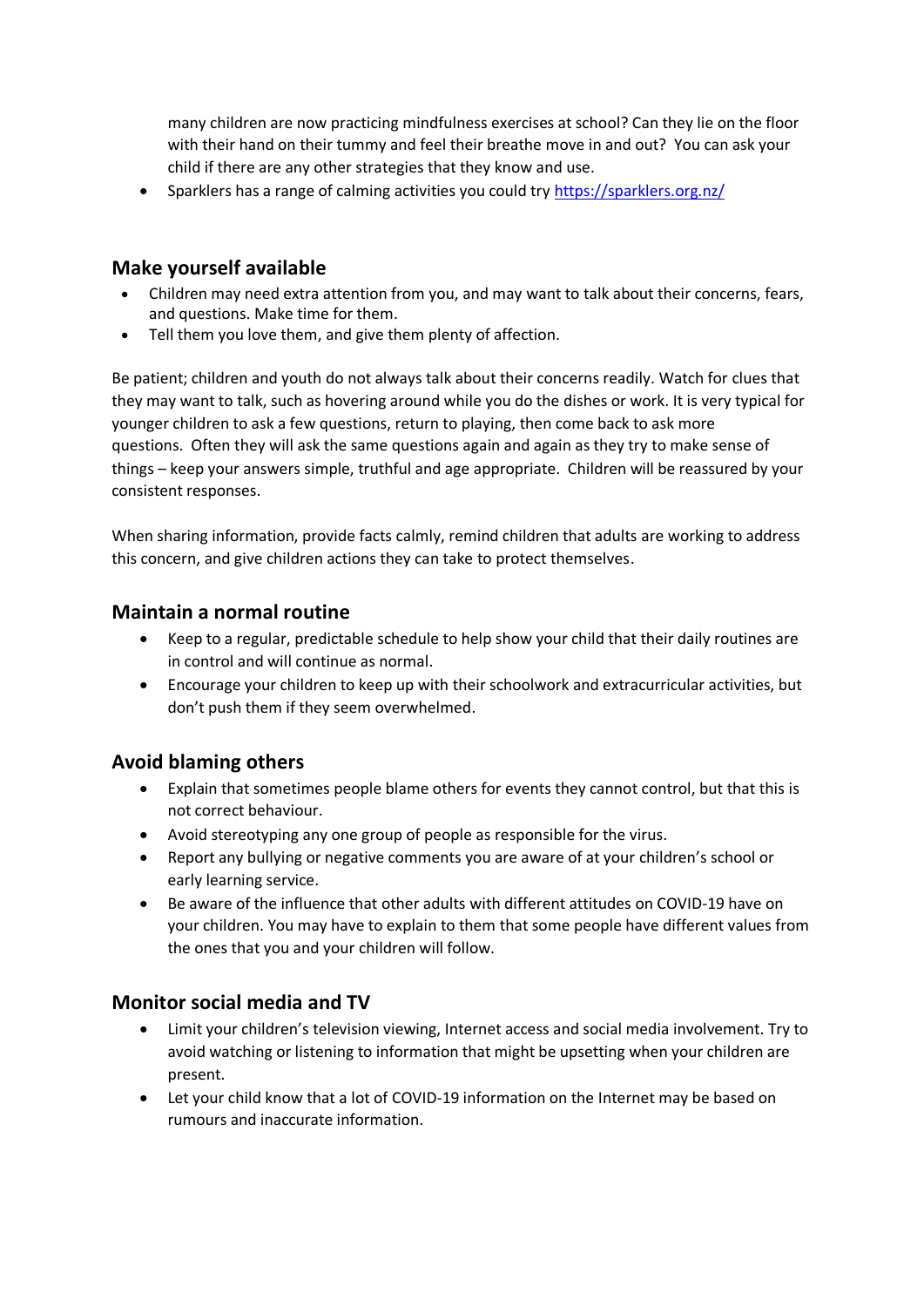many children are now practicing mindfulness exercises at school? Can they lie on the floor with their hand on their tummy and feel their breathe move in and out? You can ask your child if there are any other strategies that they know and use.

- Sparklers has a range of calming activities you could try [https://sparklers.org.nz/](https://sparklers.org.nz/)

## Make yourself available

- Children may need extra attention from you, and may want to talk about their concerns, fears, and questions. Make time for them.
- Tell them you love them, and give them plenty of affection.

Be patient; children and youth do not always talk about their concerns readily. Watch for clues that they may want to talk, such as hovering around while you do the dishes or work. It is very typical for younger children to ask a few questions, return to playing, then come back to ask more questions. Often they will ask the same questions again and again as they try to make sense of things – keep your answers simple, truthful and age appropriate. Children will be reassured by your consistent responses.

When sharing information, provide facts calmly, remind children that adults are working to address this concern, and give children actions they can take to protect themselves.

## Maintain a normal routine

- Keep to a regular, predictable schedule to help show your child that their daily routines are in control and will continue as normal.
- Encourage your children to keep up with their schoolwork and extracurricular activities, but don't push them if they seem overwhelmed.

## Avoid blaming others

- Explain that sometimes people blame others for events they cannot control, but that this is not correct behaviour.
- Avoid stereotyping any one group of people as responsible for the virus.
- Report any bullying or negative comments you are aware of at your children's school or early learning service.
- Be aware of the influence that other adults with different attitudes on COVID-19 have on your children. You may have to explain to them that some people have different values from the ones that you and your children will follow.

## Monitor social media and TV

- Limit your children's television viewing, Internet access and social media involvement. Try to avoid watching or listening to information that might be upsetting when your children are present.
- Let your child know that a lot of COVID-19 information on the Internet may be based on rumours and inaccurate information.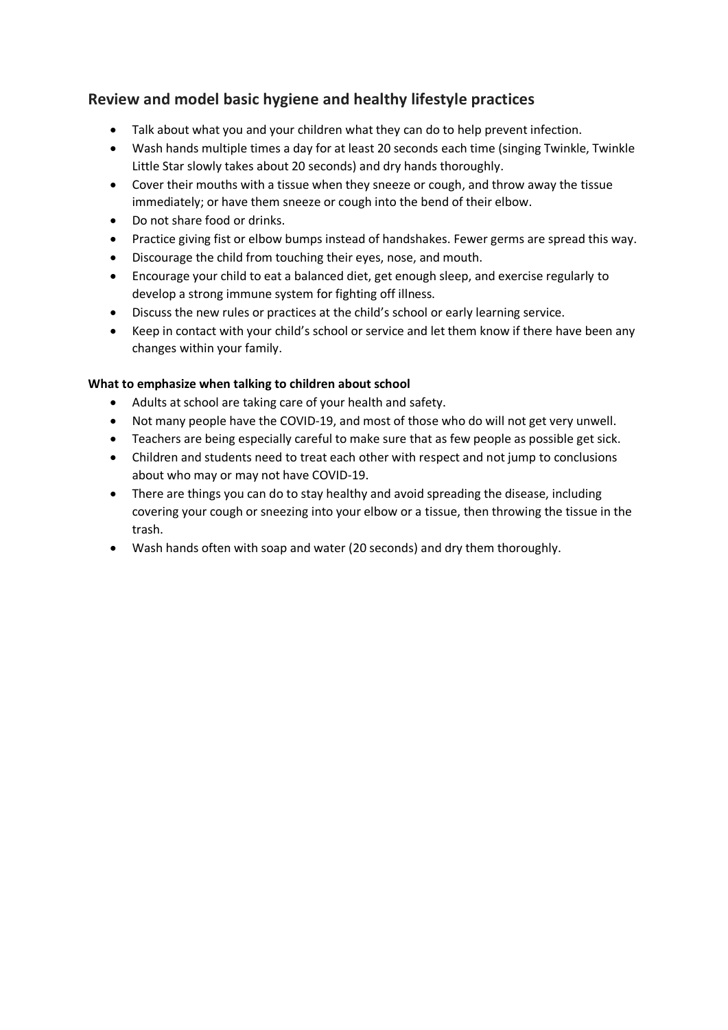## Review and model basic hygiene and healthy lifestyle practices

- Talk about what you and your children what they can do to help prevent infection.
- Wash hands multiple times a day for at least 20 seconds each time (singing Twinkle, Twinkle Little Star slowly takes about 20 seconds) and dry hands thoroughly.
- Cover their mouths with a tissue when they sneeze or cough, and throw away the tissue immediately; or have them sneeze or cough into the bend of their elbow.
- Do not share food or drinks.
- Practice giving fist or elbow bumps instead of handshakes. Fewer germs are spread this way.
- Discourage the child from touching their eyes, nose, and mouth.
- Encourage your child to eat a balanced diet, get enough sleep, and exercise regularly to develop a strong immune system for fighting off illness.
- Discuss the new rules or practices at the child's school or early learning service.
- Keep in contact with your child's school or service and let them know if there have been any changes within your family.

**What to emphasize when talking to children about school**

- Adults at school are taking care of your health and safety.
- Not many people have the COVID-19, and most of those who do will not get very unwell.
- Teachers are being especially careful to make sure that as few people as possible get sick.
- Children and students need to treat each other with respect and not jump to conclusions about who may or may not have COVID-19.
- There are things you can do to stay healthy and avoid spreading the disease, including covering your cough or sneezing into your elbow or a tissue, then throwing the tissue in the trash.
- Wash hands often with soap and water (20 seconds) and dry them thoroughly.